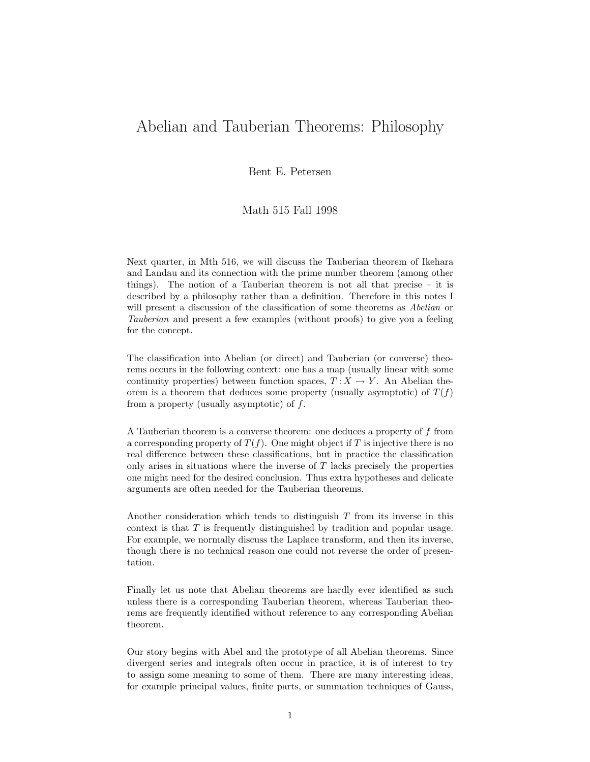# Abelian and Tauberian Theorems: Philosophy

Bent E. Petersen

Math 515 Fall 1998

Next quarter, in Mth 516, we will discuss the Tauberian theorem of Ikehara and Landau and its connection with the prime number theorem (among other things). The notion of a Tauberian theorem is not all that precise – it is described by a philosophy rather than a definition. Therefore in this notes I will present a discussion of the classification of some theorems as *Abelian* or *Tauberian* and present a few examples (without proofs) to give you a feeling for the concept.

The classification into Abelian (or direct) and Tauberian (or converse) theorems occurs in the following context: one has a map (usually linear with some continuity properties) between function spaces, $T : X \to Y$. An Abelian theorem is a theorem that deduces some property (usually asymptotic) of $T(f)$ from a property (usually asymptotic) of $f$.

A Tauberian theorem is a converse theorem: one deduces a property of $f$ from a corresponding property of $T(f)$. One might object if $T$ is injective there is no real difference between these classifications, but in practice the classification only arises in situations where the inverse of $T$ lacks precisely the properties one might need for the desired conclusion. Thus extra hypotheses and delicate arguments are often needed for the Tauberian theorems.

Another consideration which tends to distinguish $T$ from its inverse in this context is that $T$ is frequently distinguished by tradition and popular usage. For example, we normally discuss the Laplace transform, and then its inverse, though there is no technical reason one could not reverse the order of presentation.

Finally let us note that Abelian theorems are hardly ever identified as such unless there is a corresponding Tauberian theorem, whereas Tauberian theorems are frequently identified without reference to any corresponding Abelian theorem.

Our story begins with Abel and the prototype of all Abelian theorems. Since divergent series and integrals often occur in practice, it is of interest to try to assign some meaning to some of them. There are many interesting ideas, for example principal values, finite parts, or summation techniques of Gauss,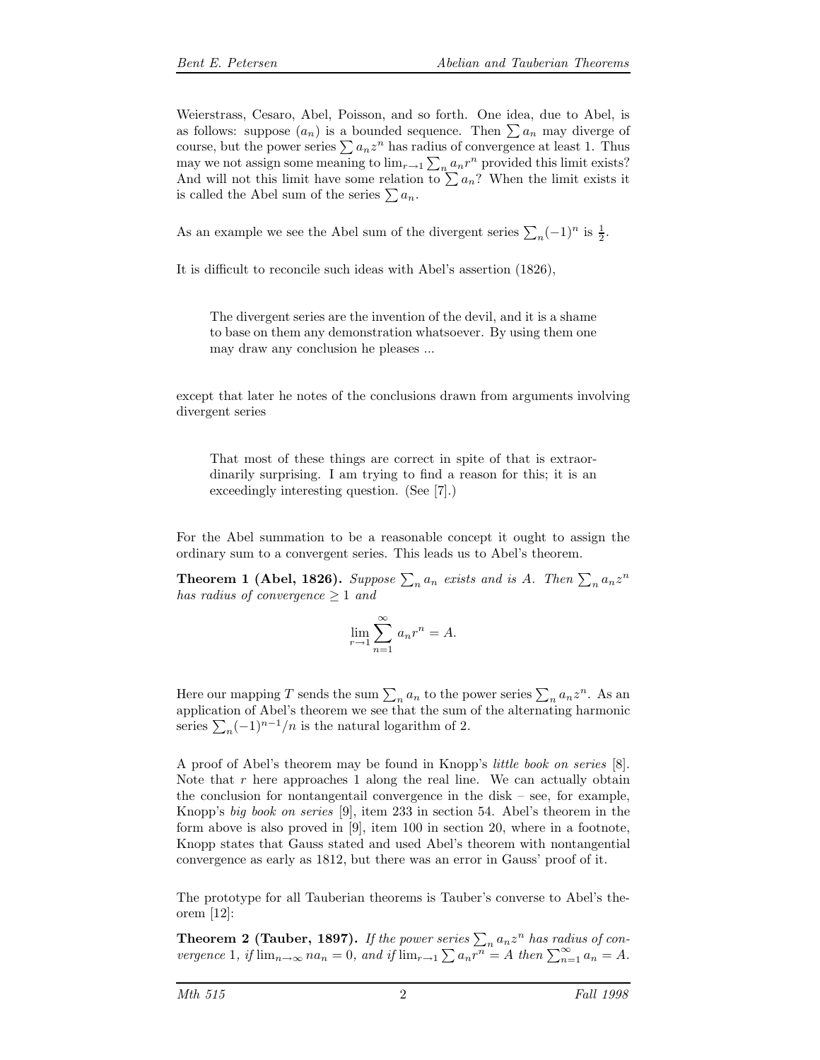Weierstrass, Cesaro, Abel, Poisson, and so forth. One idea, due to Abel, is as follows: suppose $(a_n)$ is a bounded sequence. Then $\sum a_n$ may diverge of course, but the power series $\sum a_n z^n$ has radius of convergence at least 1. Thus may we not assign some meaning to $\lim_{r\to 1} \sum_n a_n r^n$ provided this limit exists? And will not this limit have some relation to $\sum a_n$? When the limit exists it is called the Abel sum of the series $\sum a_n$.

As an example we see the Abel sum of the divergent series $\sum_n (-1)^n$ is $\frac{1}{2}$.

It is difficult to reconcile such ideas with Abel's assertion (1826),

> The divergent series are the invention of the devil, and it is a shame to base on them any demonstration whatsoever. By using them one may draw any conclusion he pleases ...

except that later he notes of the conclusions drawn from arguments involving divergent series

> That most of these things are correct in spite of that is extraordinarily surprising. I am trying to find a reason for this; it is an exceedingly interesting question. (See [7].)

For the Abel summation to be a reasonable concept it ought to assign the ordinary sum to a convergent series. This leads us to Abel's theorem.

**Theorem 1 (Abel, 1826).** *Suppose $\sum_n a_n$ exists and is $A$. Then $\sum_n a_n z^n$ has radius of convergence $\geq 1$ and*

$$\lim_{r\to 1} \sum_{n=1}^{\infty} a_n r^n = A.$$

Here our mapping $T$ sends the sum $\sum_n a_n$ to the power series $\sum_n a_n z^n$. As an application of Abel's theorem we see that the sum of the alternating harmonic series $\sum_n (-1)^{n-1}/n$ is the natural logarithm of 2.

A proof of Abel's theorem may be found in Knopp's *little book on series* [8]. Note that $r$ here approaches 1 along the real line. We can actually obtain the conclusion for nontangentail convergence in the disk – see, for example, Knopp's *big book on series* [9], item 233 in section 54. Abel's theorem in the form above is also proved in [9], item 100 in section 20, where in a footnote, Knopp states that Gauss stated and used Abel's theorem with nontangential convergence as early as 1812, but there was an error in Gauss' proof of it.

The prototype for all Tauberian theorems is Tauber's converse to Abel's theorem [12]:

**Theorem 2 (Tauber, 1897).** *If the power series $\sum_n a_n z^n$ has radius of convergence 1, if $\lim_{n\to\infty} n a_n = 0$, and if $\lim_{r\to 1} \sum a_n r^n = A$ then $\sum_{n=1}^{\infty} a_n = A$.*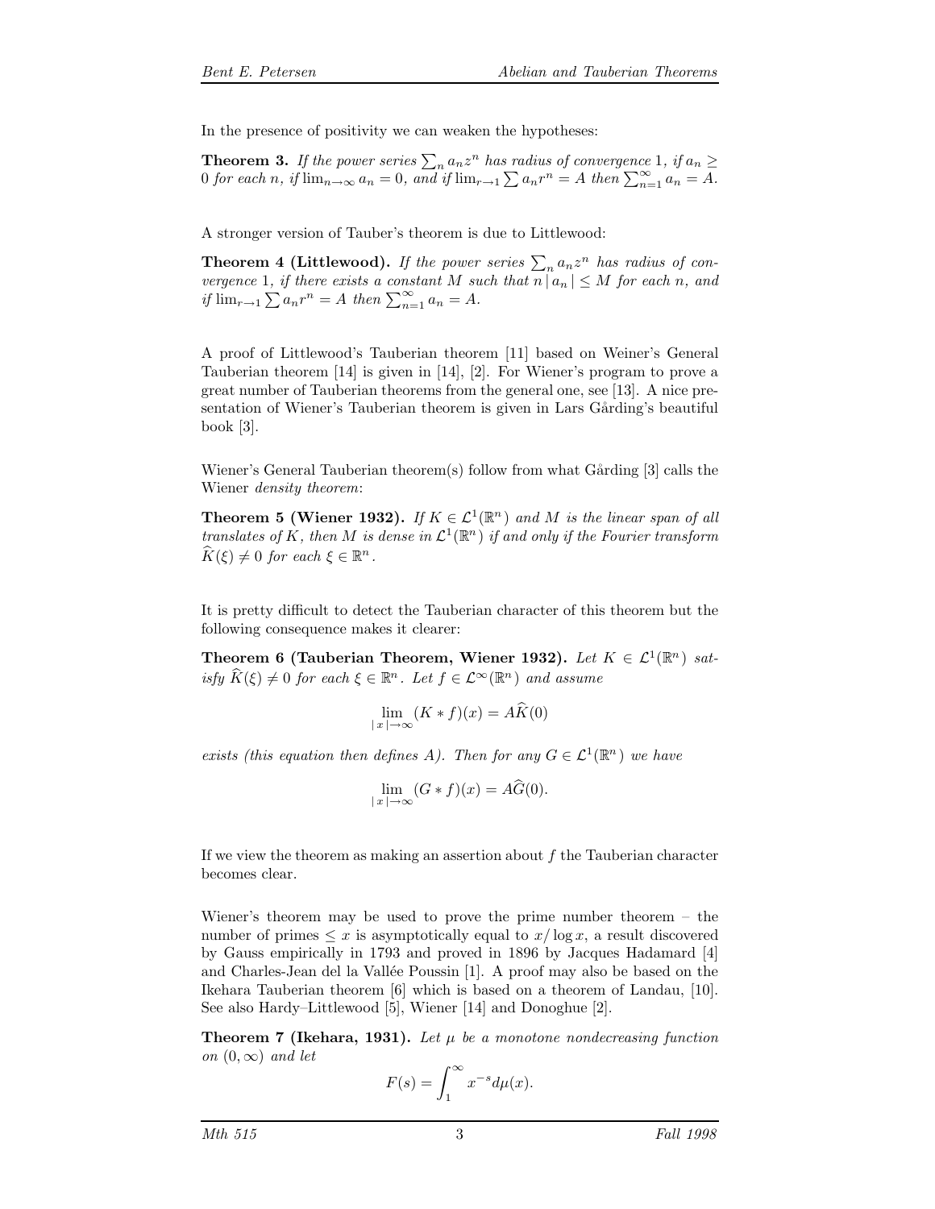In the presence of positivity we can weaken the hypotheses:

**Theorem 3.** *If the power series $\sum_n a_n z^n$ has radius of convergence* 1*, if $a_n \geq 0$ for each $n$, if $\lim_{n\to\infty} a_n = 0$, and if $\lim_{r\to 1} \sum a_n r^n = A$ then $\sum_{n=1}^{\infty} a_n = A$.*

A stronger version of Tauber's theorem is due to Littlewood:

**Theorem 4 (Littlewood).** *If the power series $\sum_n a_n z^n$ has radius of convergence* 1*, if there exists a constant $M$ such that $n\,|\,a_n\,| \leq M$ for each $n$, and if $\lim_{r\to 1} \sum a_n r^n = A$ then $\sum_{n=1}^{\infty} a_n = A$.*

A proof of Littlewood's Tauberian theorem [11] based on Weiner's General Tauberian theorem [14] is given in [14], [2]. For Wiener's program to prove a great number of Tauberian theorems from the general one, see [13]. A nice presentation of Wiener's Tauberian theorem is given in Lars Gårding's beautiful book [3].

Wiener's General Tauberian theorem(s) follow from what Gårding [3] calls the Wiener *density theorem*:

**Theorem 5 (Wiener 1932).** *If $K \in \mathcal{L}^1(\mathbb{R}^n)$ and $M$ is the linear span of all translates of $K$, then $M$ is dense in $\mathcal{L}^1(\mathbb{R}^n)$ if and only if the Fourier transform $\widehat{K}(\xi) \neq 0$ for each $\xi \in \mathbb{R}^n$.*

It is pretty difficult to detect the Tauberian character of this theorem but the following consequence makes it clearer:

**Theorem 6 (Tauberian Theorem, Wiener 1932).** *Let $K \in \mathcal{L}^1(\mathbb{R}^n)$ satisfy $\widehat{K}(\xi) \neq 0$ for each $\xi \in \mathbb{R}^n$. Let $f \in \mathcal{L}^\infty(\mathbb{R}^n)$ and assume*

$$\lim_{|\,x\,|\to\infty} (K * f)(x) = A\widehat{K}(0)$$

*exists (this equation then defines $A$). Then for any $G \in \mathcal{L}^1(\mathbb{R}^n)$ we have*

$$\lim_{|\,x\,|\to\infty} (G * f)(x) = A\widehat{G}(0).$$

If we view the theorem as making an assertion about $f$ the Tauberian character becomes clear.

Wiener's theorem may be used to prove the prime number theorem – the number of primes $\leq x$ is asymptotically equal to $x/\log x$, a result discovered by Gauss empirically in 1793 and proved in 1896 by Jacques Hadamard [4] and Charles-Jean del la Vallée Poussin [1]. A proof may also be based on the Ikehara Tauberian theorem [6] which is based on a theorem of Landau, [10]. See also Hardy–Littlewood [5], Wiener [14] and Donoghue [2].

**Theorem 7 (Ikehara, 1931).** *Let $\mu$ be a monotone nondecreasing function on $(0, \infty)$ and let*

$$F(s) = \int_1^\infty x^{-s} d\mu(x).$$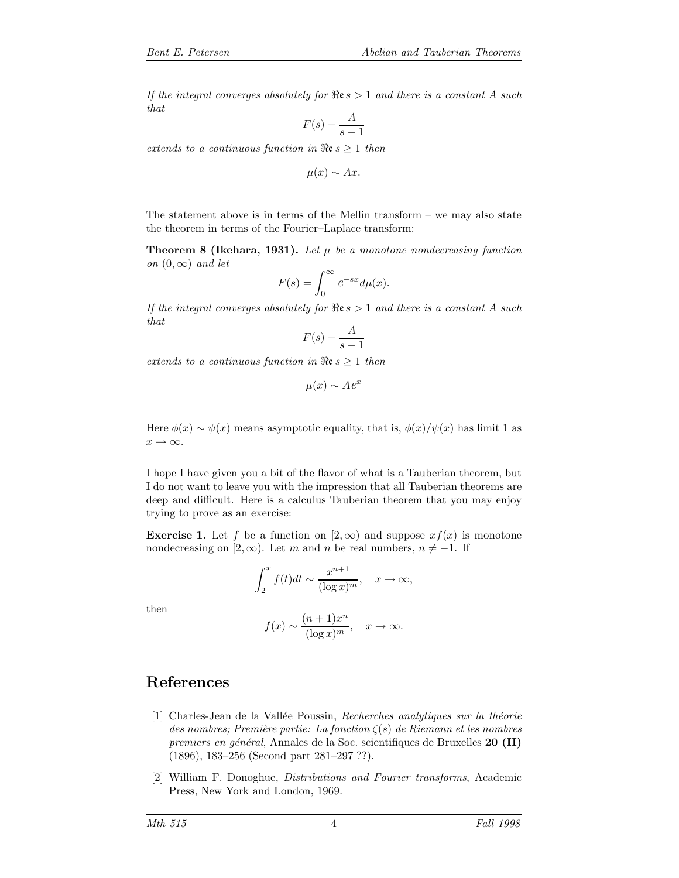*If the integral converges absolutely for $\Re\mathfrak{e}\, s > 1$ and there is a constant $A$ such that*

$$F(s) - \frac{A}{s-1}$$

*extends to a continuous function in $\Re\mathfrak{e}\, s \geq 1$ then*

$$\mu(x) \sim Ax.$$

The statement above is in terms of the Mellin transform – we may also state the theorem in terms of the Fourier–Laplace transform:

**Theorem 8 (Ikehara, 1931).** *Let $\mu$ be a monotone nondecreasing function on $(0, \infty)$ and let*

$$F(s) = \int_0^\infty e^{-sx} d\mu(x).$$

*If the integral converges absolutely for $\Re\mathfrak{e}\, s > 1$ and there is a constant $A$ such that*

$$F(s) - \frac{A}{s-1}$$

*extends to a continuous function in $\Re\mathfrak{e}\, s \geq 1$ then*

$$\mu(x) \sim Ae^x$$

Here $\phi(x) \sim \psi(x)$ means asymptotic equality, that is, $\phi(x)/\psi(x)$ has limit 1 as $x \to \infty$.

I hope I have given you a bit of the flavor of what is a Tauberian theorem, but I do not want to leave you with the impression that all Tauberian theorems are deep and difficult. Here is a calculus Tauberian theorem that you may enjoy trying to prove as an exercise:

**Exercise 1.** Let $f$ be a function on $[2, \infty)$ and suppose $xf(x)$ is monotone nondecreasing on $[2, \infty)$. Let $m$ and $n$ be real numbers, $n \neq -1$. If

$$\int_2^x f(t)dt \sim \frac{x^{n+1}}{(\log x)^m}, \quad x \to \infty,$$

then

$$f(x) \sim \frac{(n+1)x^n}{(\log x)^m}, \quad x \to \infty.$$

## References

[1] Charles-Jean de la Vallée Poussin, *Recherches analytiques sur la théorie des nombres; Première partie: La fonction $\zeta(s)$ de Riemann et les nombres premiers en général*, Annales de la Soc. scientifiques de Bruxelles **20 (II)** (1896), 183–256 (Second part 281–297 ??).

[2] William F. Donoghue, *Distributions and Fourier transforms*, Academic Press, New York and London, 1969.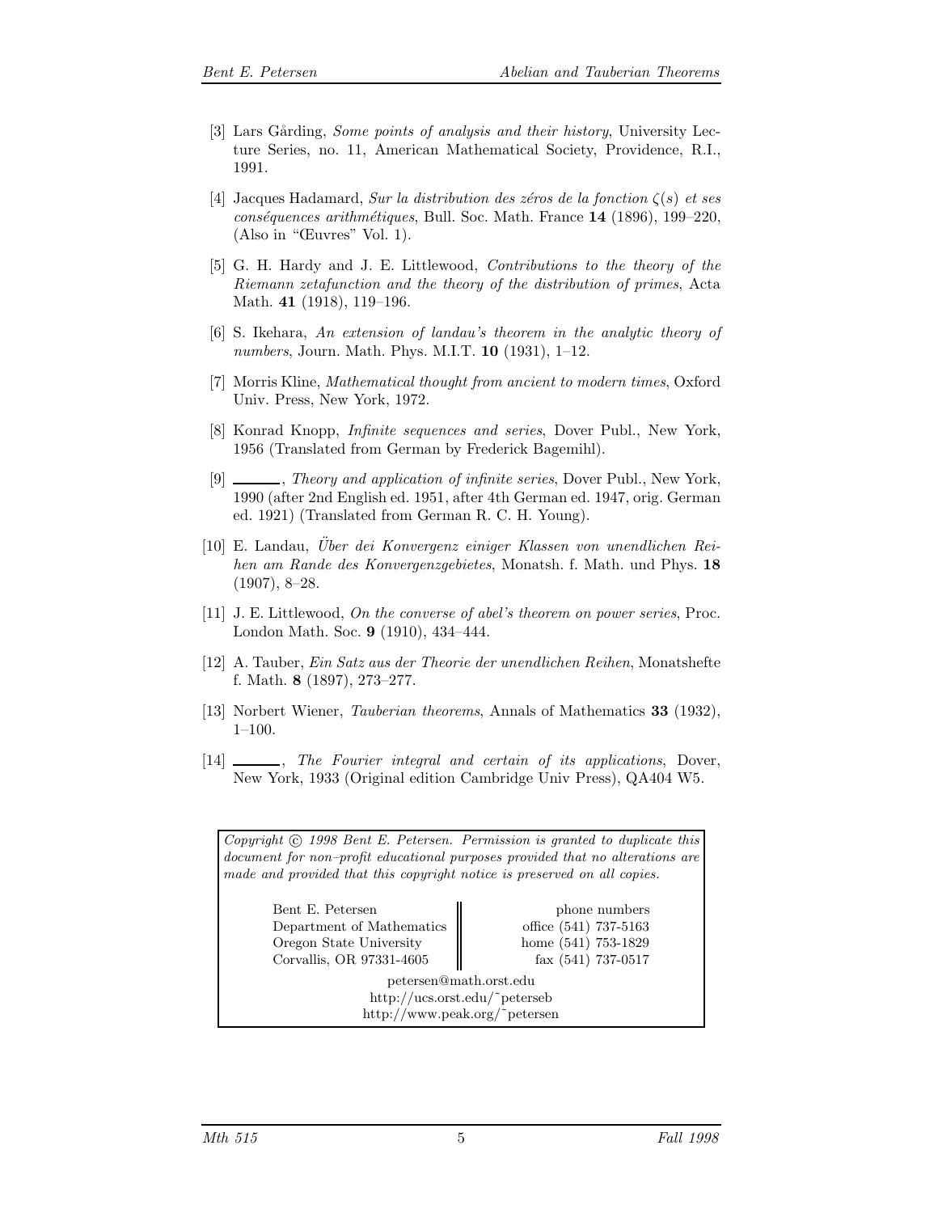[3] Lars Gårding, *Some points of analysis and their history*, University Lecture Series, no. 11, American Mathematical Society, Providence, R.I., 1991.

[4] Jacques Hadamard, *Sur la distribution des zéros de la fonction $\zeta(s)$ et ses conséquences arithmétiques*, Bull. Soc. Math. France **14** (1896), 199–220, (Also in "Œuvres" Vol. 1).

[5] G. H. Hardy and J. E. Littlewood, *Contributions to the theory of the Riemann zetafunction and the theory of the distribution of primes*, Acta Math. **41** (1918), 119–196.

[6] S. Ikehara, *An extension of landau's theorem in the analytic theory of numbers*, Journ. Math. Phys. M.I.T. **10** (1931), 1–12.

[7] Morris Kline, *Mathematical thought from ancient to modern times*, Oxford Univ. Press, New York, 1972.

[8] Konrad Knopp, *Infinite sequences and series*, Dover Publ., New York, 1956 (Translated from German by Frederick Bagemihl).

[9] ______, *Theory and application of infinite series*, Dover Publ., New York, 1990 (after 2nd English ed. 1951, after 4th German ed. 1947, orig. German ed. 1921) (Translated from German R. C. H. Young).

[10] E. Landau, *Über dei Konvergenz einiger Klassen von unendlichen Reihen am Rande des Konvergenzgebietes*, Monatsh. f. Math. und Phys. **18** (1907), 8–28.

[11] J. E. Littlewood, *On the converse of abel's theorem on power series*, Proc. London Math. Soc. **9** (1910), 434–444.

[12] A. Tauber, *Ein Satz aus der Theorie der unendlichen Reihen*, Monatshefte f. Math. **8** (1897), 273–277.

[13] Norbert Wiener, *Tauberian theorems*, Annals of Mathematics **33** (1932), 1–100.

[14] ______, *The Fourier integral and certain of its applications*, Dover, New York, 1933 (Original edition Cambridge Univ Press), QA404 W5.

*Copyright © 1998 Bent E. Petersen. Permission is granted to duplicate this document for non–profit educational purposes provided that no alterations are made and provided that this copyright notice is preserved on all copies.*

| | |
|---|---|
| Bent E. Petersen | phone numbers |
| Department of Mathematics | office (541) 737-5163 |
| Oregon State University | home (541) 753-1829 |
| Corvallis, OR 97331-4605 | fax (541) 737-0517 |

petersen@math.orst.edu
http://ucs.orst.edu/˜peterseb
http://www.peak.org/˜petersen